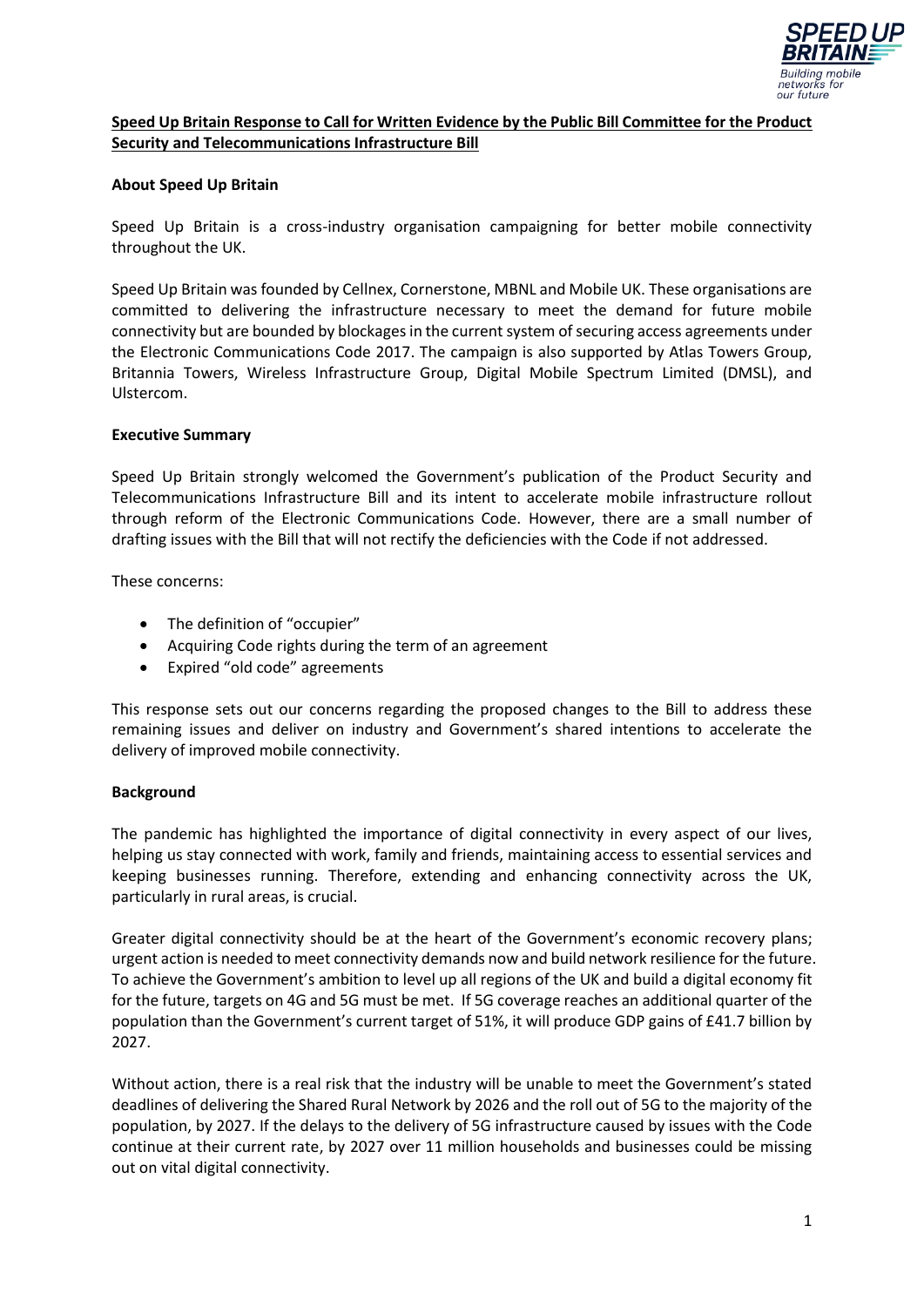**Speed Up Britain Response to Call for Written Evidence by the Public Bill Committee for the Product Security and Telecommunications Infrastructure Bill**

**About Speed Up Britain**

Speed Up Britain is a cross-industry organisation campaigning for better mobile connectivity throughout the UK.

Speed Up Britain was founded by Cellnex, Cornerstone, MBNL and Mobile UK. These organisations are committed to delivering the infrastructure necessary to meet the demand for future mobile connectivity but are bounded by blockages in the current system of securing access agreements under the Electronic Communications Code 2017. The campaign is also supported by Atlas Towers Group, Britannia Towers, Wireless Infrastructure Group, Digital Mobile Spectrum Limited (DMSL), and Ulstercom.

**Executive Summary**

Speed Up Britain strongly welcomed the Government's publication of the Product Security and Telecommunications Infrastructure Bill and its intent to accelerate mobile infrastructure rollout through reform of the Electronic Communications Code. However, there are a small number of drafting issues with the Bill that will not rectify the deficiencies with the Code if not addressed.

These concerns:

- The definition of "occupier"
- Acquiring Code rights during the term of an agreement
- Expired "old code" agreements

This response sets out our concerns regarding the proposed changes to the Bill to address these remaining issues and deliver on industry and Government's shared intentions to accelerate the delivery of improved mobile connectivity.

**Background**

The pandemic has highlighted the importance of digital connectivity in every aspect of our lives, helping us stay connected with work, family and friends, maintaining access to essential services and keeping businesses running. Therefore, extending and enhancing connectivity across the UK, particularly in rural areas, is crucial.

Greater digital connectivity should be at the heart of the Government's economic recovery plans; urgent action is needed to meet connectivity demands now and build network resilience for the future. To achieve the Government's ambition to level up all regions of the UK and build a digital economy fit for the future, targets on 4G and 5G must be met. If 5G coverage reaches an additional quarter of the population than the Government's current target of 51%, it will produce GDP gains of £41.7 billion by 2027.

Without action, there is a real risk that the industry will be unable to meet the Government's stated deadlines of delivering the Shared Rural Network by 2026 and the roll out of 5G to the majority of the population, by 2027. If the delays to the delivery of 5G infrastructure caused by issues with the Code continue at their current rate, by 2027 over 11 million households and businesses could be missing out on vital digital connectivity.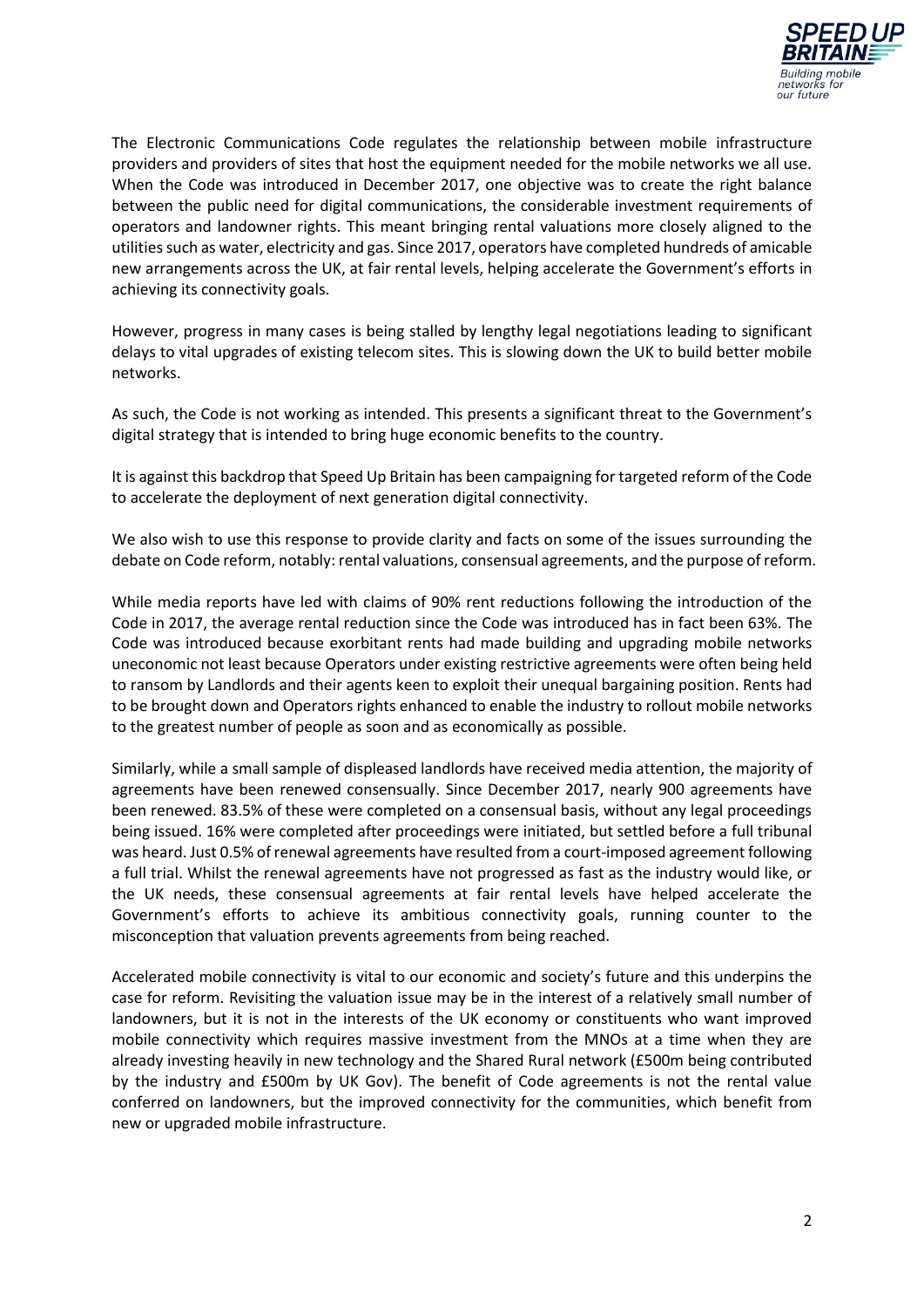The Electronic Communications Code regulates the relationship between mobile infrastructure providers and providers of sites that host the equipment needed for the mobile networks we all use. When the Code was introduced in December 2017, one objective was to create the right balance between the public need for digital communications, the considerable investment requirements of operators and landowner rights. This meant bringing rental valuations more closely aligned to the utilities such as water, electricity and gas. Since 2017, operators have completed hundreds of amicable new arrangements across the UK, at fair rental levels, helping accelerate the Government's efforts in achieving its connectivity goals.

However, progress in many cases is being stalled by lengthy legal negotiations leading to significant delays to vital upgrades of existing telecom sites. This is slowing down the UK to build better mobile networks.

As such, the Code is not working as intended. This presents a significant threat to the Government's digital strategy that is intended to bring huge economic benefits to the country.

It is against this backdrop that Speed Up Britain has been campaigning for targeted reform of the Code to accelerate the deployment of next generation digital connectivity.

We also wish to use this response to provide clarity and facts on some of the issues surrounding the debate on Code reform, notably: rental valuations, consensual agreements, and the purpose of reform.

While media reports have led with claims of 90% rent reductions following the introduction of the Code in 2017, the average rental reduction since the Code was introduced has in fact been 63%. The Code was introduced because exorbitant rents had made building and upgrading mobile networks uneconomic not least because Operators under existing restrictive agreements were often being held to ransom by Landlords and their agents keen to exploit their unequal bargaining position. Rents had to be brought down and Operators rights enhanced to enable the industry to rollout mobile networks to the greatest number of people as soon and as economically as possible.

Similarly, while a small sample of displeased landlords have received media attention, the majority of agreements have been renewed consensually. Since December 2017, nearly 900 agreements have been renewed. 83.5% of these were completed on a consensual basis, without any legal proceedings being issued. 16% were completed after proceedings were initiated, but settled before a full tribunal was heard. Just 0.5% of renewal agreements have resulted from a court-imposed agreement following a full trial. Whilst the renewal agreements have not progressed as fast as the industry would like, or the UK needs, these consensual agreements at fair rental levels have helped accelerate the Government's efforts to achieve its ambitious connectivity goals, running counter to the misconception that valuation prevents agreements from being reached.

Accelerated mobile connectivity is vital to our economic and society's future and this underpins the case for reform. Revisiting the valuation issue may be in the interest of a relatively small number of landowners, but it is not in the interests of the UK economy or constituents who want improved mobile connectivity which requires massive investment from the MNOs at a time when they are already investing heavily in new technology and the Shared Rural network (£500m being contributed by the industry and £500m by UK Gov). The benefit of Code agreements is not the rental value conferred on landowners, but the improved connectivity for the communities, which benefit from new or upgraded mobile infrastructure.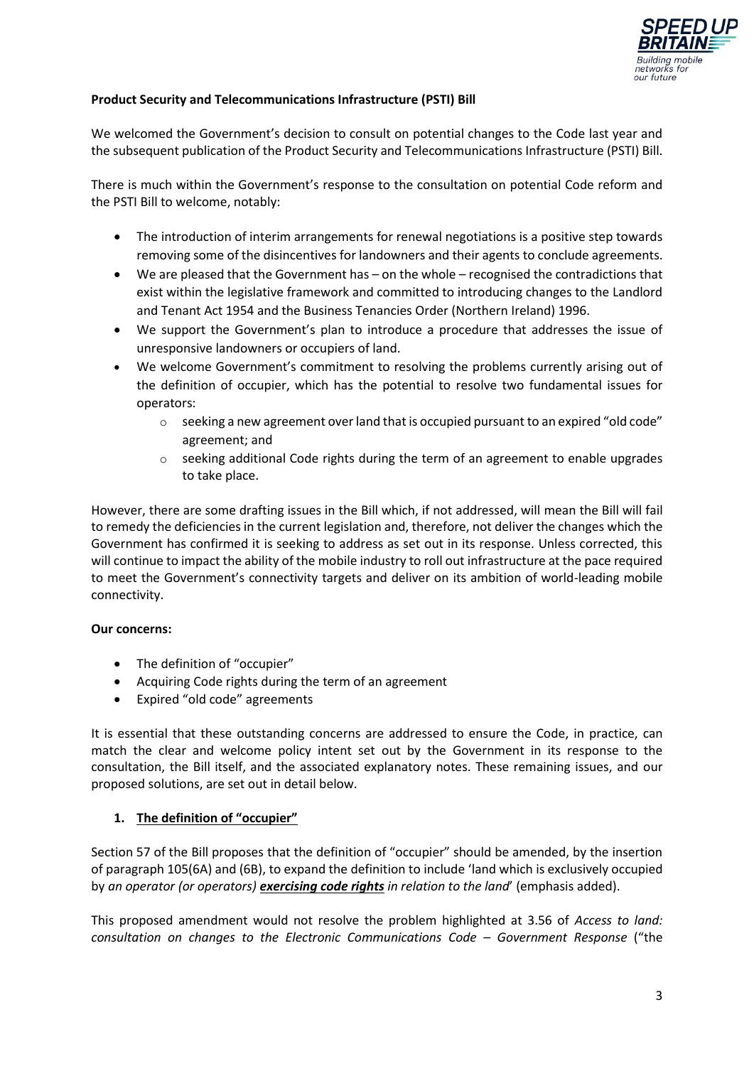**Product Security and Telecommunications Infrastructure (PSTI) Bill**

We welcomed the Government's decision to consult on potential changes to the Code last year and the subsequent publication of the Product Security and Telecommunications Infrastructure (PSTI) Bill.

There is much within the Government's response to the consultation on potential Code reform and the PSTI Bill to welcome, notably:

- The introduction of interim arrangements for renewal negotiations is a positive step towards removing some of the disincentives for landowners and their agents to conclude agreements.
- We are pleased that the Government has – on the whole – recognised the contradictions that exist within the legislative framework and committed to introducing changes to the Landlord and Tenant Act 1954 and the Business Tenancies Order (Northern Ireland) 1996.
- We support the Government's plan to introduce a procedure that addresses the issue of unresponsive landowners or occupiers of land.
- We welcome Government's commitment to resolving the problems currently arising out of the definition of occupier, which has the potential to resolve two fundamental issues for operators:
  - seeking a new agreement over land that is occupied pursuant to an expired "old code" agreement; and
  - seeking additional Code rights during the term of an agreement to enable upgrades to take place.

However, there are some drafting issues in the Bill which, if not addressed, will mean the Bill will fail to remedy the deficiencies in the current legislation and, therefore, not deliver the changes which the Government has confirmed it is seeking to address as set out in its response. Unless corrected, this will continue to impact the ability of the mobile industry to roll out infrastructure at the pace required to meet the Government's connectivity targets and deliver on its ambition of world-leading mobile connectivity.

**Our concerns:**

- The definition of "occupier"
- Acquiring Code rights during the term of an agreement
- Expired "old code" agreements

It is essential that these outstanding concerns are addressed to ensure the Code, in practice, can match the clear and welcome policy intent set out by the Government in its response to the consultation, the Bill itself, and the associated explanatory notes. These remaining issues, and our proposed solutions, are set out in detail below.

1. **<u>The definition of "occupier"</u>**

Section 57 of the Bill proposes that the definition of "occupier" should be amended, by the insertion of paragraph 105(6A) and (6B), to expand the definition to include 'land which is exclusively occupied by *an operator (or operators)* ***<u>exercising code rights</u>*** *in relation to the land*' (emphasis added).

This proposed amendment would not resolve the problem highlighted at 3.56 of *Access to land: consultation on changes to the Electronic Communications Code – Government Response* ("the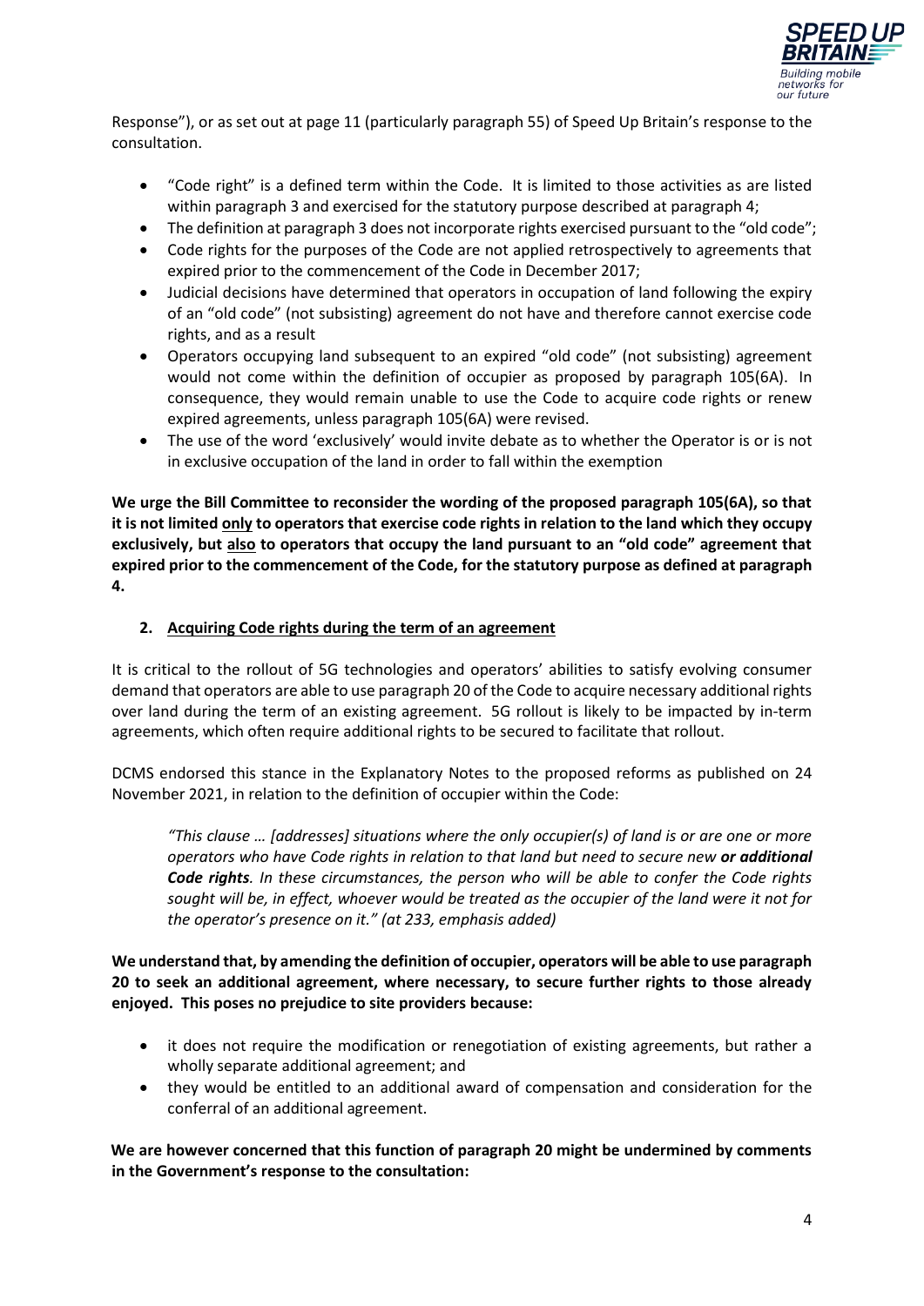Response"), or as set out at page 11 (particularly paragraph 55) of Speed Up Britain's response to the consultation.

- "Code right" is a defined term within the Code. It is limited to those activities as are listed within paragraph 3 and exercised for the statutory purpose described at paragraph 4;
- The definition at paragraph 3 does not incorporate rights exercised pursuant to the "old code";
- Code rights for the purposes of the Code are not applied retrospectively to agreements that expired prior to the commencement of the Code in December 2017;
- Judicial decisions have determined that operators in occupation of land following the expiry of an "old code" (not subsisting) agreement do not have and therefore cannot exercise code rights, and as a result
- Operators occupying land subsequent to an expired "old code" (not subsisting) agreement would not come within the definition of occupier as proposed by paragraph 105(6A). In consequence, they would remain unable to use the Code to acquire code rights or renew expired agreements, unless paragraph 105(6A) were revised.
- The use of the word 'exclusively' would invite debate as to whether the Operator is or is not in exclusive occupation of the land in order to fall within the exemption

**We urge the Bill Committee to reconsider the wording of the proposed paragraph 105(6A), so that it is not limited <u>only</u> to operators that exercise code rights in relation to the land which they occupy exclusively, but <u>also</u> to operators that occupy the land pursuant to an "old code" agreement that expired prior to the commencement of the Code, for the statutory purpose as defined at paragraph 4.**

## 2. Acquiring Code rights during the term of an agreement

It is critical to the rollout of 5G technologies and operators' abilities to satisfy evolving consumer demand that operators are able to use paragraph 20 of the Code to acquire necessary additional rights over land during the term of an existing agreement. 5G rollout is likely to be impacted by in-term agreements, which often require additional rights to be secured to facilitate that rollout.

DCMS endorsed this stance in the Explanatory Notes to the proposed reforms as published on 24 November 2021, in relation to the definition of occupier within the Code:

> *"This clause … [addresses] situations where the only occupier(s) of land is or are one or more operators who have Code rights in relation to that land but need to secure new **or additional Code rights**. In these circumstances, the person who will be able to confer the Code rights sought will be, in effect, whoever would be treated as the occupier of the land were it not for the operator's presence on it." (at 233, emphasis added)*

**We understand that, by amending the definition of occupier, operators will be able to use paragraph 20 to seek an additional agreement, where necessary, to secure further rights to those already enjoyed. This poses no prejudice to site providers because:**

- it does not require the modification or renegotiation of existing agreements, but rather a wholly separate additional agreement; and
- they would be entitled to an additional award of compensation and consideration for the conferral of an additional agreement.

**We are however concerned that this function of paragraph 20 might be undermined by comments in the Government's response to the consultation:**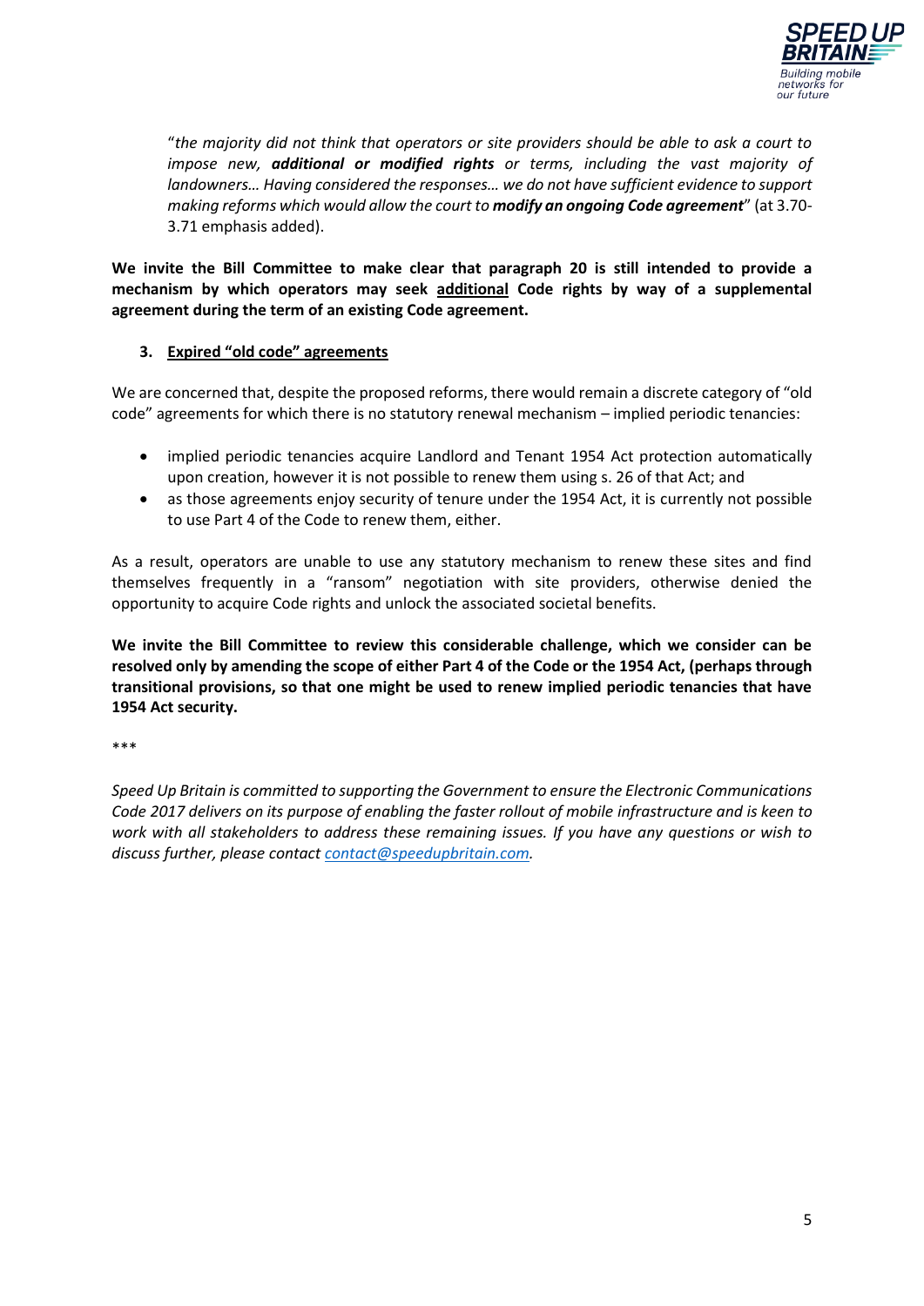"*the majority did not think that operators or site providers should be able to ask a court to impose new, **additional or modified rights** or terms, including the vast majority of landowners… Having considered the responses… we do not have sufficient evidence to support making reforms which would allow the court to **modify an ongoing Code agreement***" (at 3.70-3.71 emphasis added).

**We invite the Bill Committee to make clear that paragraph 20 is still intended to provide a mechanism by which operators may seek <u>additional</u> Code rights by way of a supplemental agreement during the term of an existing Code agreement.**

### 3. <u>Expired "old code" agreements</u>

We are concerned that, despite the proposed reforms, there would remain a discrete category of "old code" agreements for which there is no statutory renewal mechanism – implied periodic tenancies:

- implied periodic tenancies acquire Landlord and Tenant 1954 Act protection automatically upon creation, however it is not possible to renew them using s. 26 of that Act; and
- as those agreements enjoy security of tenure under the 1954 Act, it is currently not possible to use Part 4 of the Code to renew them, either.

As a result, operators are unable to use any statutory mechanism to renew these sites and find themselves frequently in a "ransom" negotiation with site providers, otherwise denied the opportunity to acquire Code rights and unlock the associated societal benefits.

**We invite the Bill Committee to review this considerable challenge, which we consider can be resolved only by amending the scope of either Part 4 of the Code or the 1954 Act, (perhaps through transitional provisions, so that one might be used to renew implied periodic tenancies that have 1954 Act security.**

\*\*\*

*Speed Up Britain is committed to supporting the Government to ensure the Electronic Communications Code 2017 delivers on its purpose of enabling the faster rollout of mobile infrastructure and is keen to work with all stakeholders to address these remaining issues. If you have any questions or wish to discuss further, please contact [contact@speedupbritain.com](mailto:contact@speedupbritain.com).*